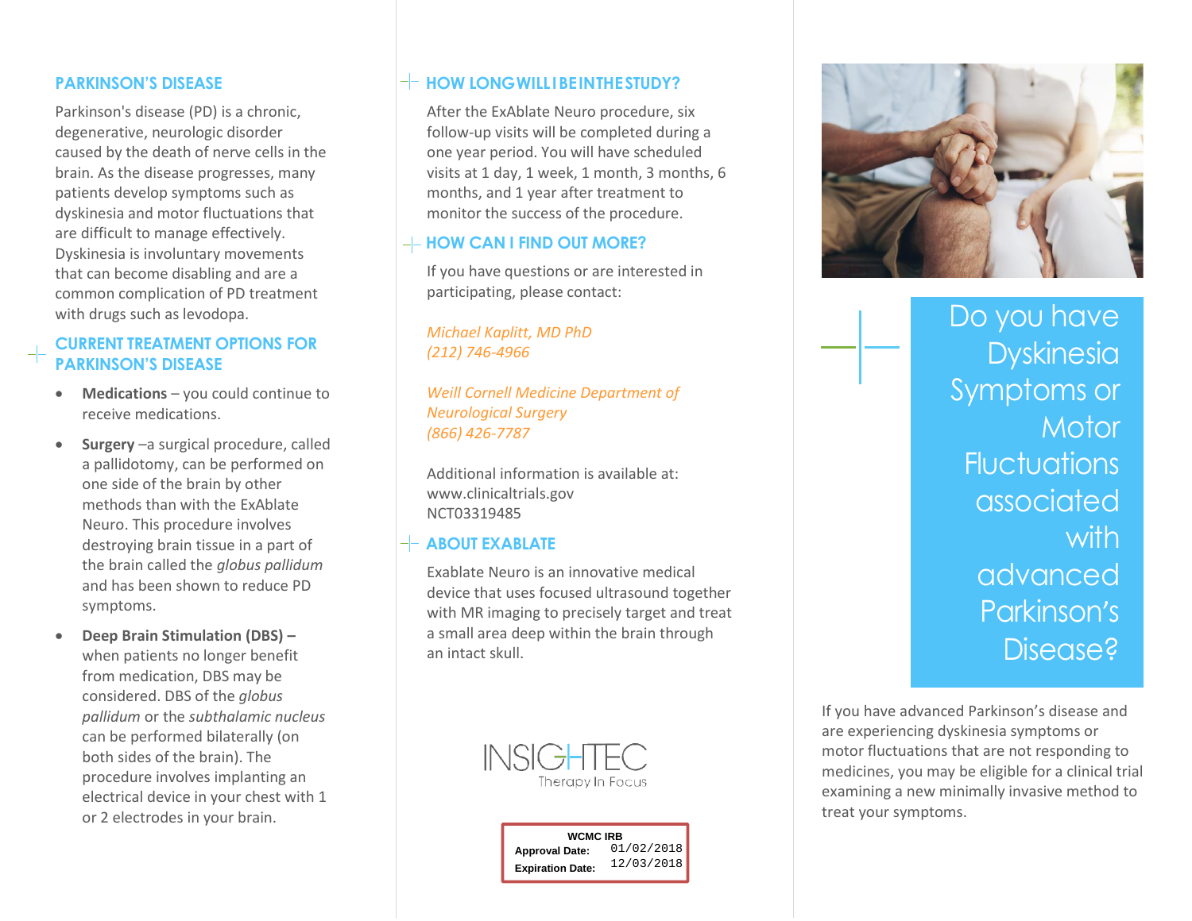## PARKINSON'S DISEASE

Parkinson's disease (PD) is a chronic, degenerative, neurologic disorder caused by the death of nerve cells in the brain. As the disease progresses, many patients develop symptoms such as dyskinesia and motor fluctuations that are difficult to manage effectively. Dyskinesia is involuntary movements that can become disabling and are a common complication of PD treatment with drugs such as levodopa.

## CURRENT TREATMENT OPTIONS FOR PARKINSON'S DISEASE

- **Medications** – you could continue to receive medications.
- **Surgery** –a surgical procedure, called a pallidotomy, can be performed on one side of the brain by other methods than with the ExAblate Neuro. This procedure involves destroying brain tissue in a part of the brain called the *globus pallidum* and has been shown to reduce PD symptoms.
- **Deep Brain Stimulation (DBS) –** when patients no longer benefit from medication, DBS may be considered. DBS of the *globus pallidum* or the *subthalamic nucleus* can be performed bilaterally (on both sides of the brain). The procedure involves implanting an electrical device in your chest with 1 or 2 electrodes in your brain.

## HOW LONG WILL I BE IN THE STUDY?

After the ExAblate Neuro procedure, six follow-up visits will be completed during a one year period. You will have scheduled visits at 1 day, 1 week, 1 month, 3 months, 6 months, and 1 year after treatment to monitor the success of the procedure.

## HOW CAN I FIND OUT MORE?

If you have questions or are interested in participating, please contact:

*Michael Kaplitt, MD PhD*
*(212) 746-4966*

*Weill Cornell Medicine Department of Neurological Surgery*
*(866) 426-7787*

Additional information is available at:
www.clinicaltrials.gov
NCT03319485

## ABOUT EXABLATE

Exablate Neuro is an innovative medical device that uses focused ultrasound together with MR imaging to precisely target and treat a small area deep within the brain through an intact skull.

INSIGHTEC
Therapy In Focus

WCMC IRB
Approval Date: 01/02/2018
Expiration Date: 12/03/2018

# Do you have Dyskinesia Symptoms or Motor Fluctuations associated with advanced Parkinson's Disease?

If you have advanced Parkinson's disease and are experiencing dyskinesia symptoms or motor fluctuations that are not responding to medicines, you may be eligible for a clinical trial examining a new minimally invasive method to treat your symptoms.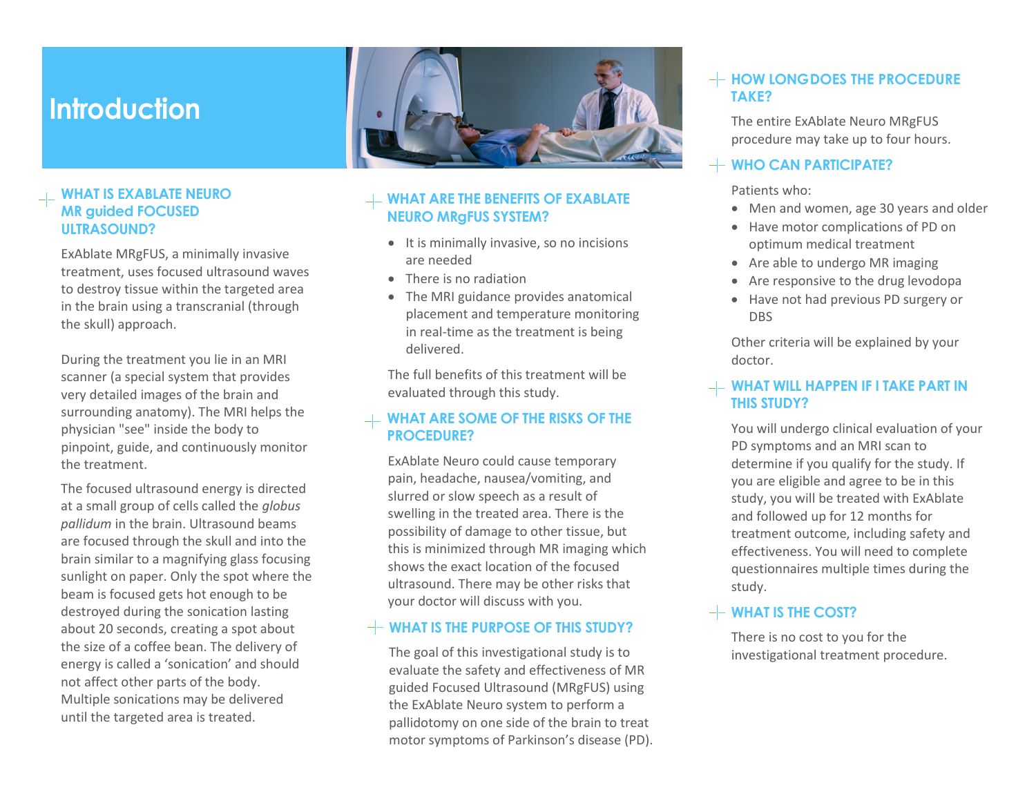# Introduction

## WHAT IS EXABLATE NEURO MR guided FOCUSED ULTRASOUND?

ExAblate MRgFUS, a minimally invasive treatment, uses focused ultrasound waves to destroy tissue within the targeted area in the brain using a transcranial (through the skull) approach.

During the treatment you lie in an MRI scanner (a special system that provides very detailed images of the brain and surrounding anatomy). The MRI helps the physician "see" inside the body to pinpoint, guide, and continuously monitor the treatment.

The focused ultrasound energy is directed at a small group of cells called the *globus pallidum* in the brain. Ultrasound beams are focused through the skull and into the brain similar to a magnifying glass focusing sunlight on paper. Only the spot where the beam is focused gets hot enough to be destroyed during the sonication lasting about 20 seconds, creating a spot about the size of a coffee bean. The delivery of energy is called a 'sonication' and should not affect other parts of the body. Multiple sonications may be delivered until the targeted area is treated.

## WHAT ARE THE BENEFITS OF EXABLATE NEURO MRgFUS SYSTEM?

- It is minimally invasive, so no incisions are needed
- There is no radiation
- The MRI guidance provides anatomical placement and temperature monitoring in real-time as the treatment is being delivered.

The full benefits of this treatment will be evaluated through this study.

## WHAT ARE SOME OF THE RISKS OF THE PROCEDURE?

ExAblate Neuro could cause temporary pain, headache, nausea/vomiting, and slurred or slow speech as a result of swelling in the treated area. There is the possibility of damage to other tissue, but this is minimized through MR imaging which shows the exact location of the focused ultrasound. There may be other risks that your doctor will discuss with you.

## WHAT IS THE PURPOSE OF THIS STUDY?

The goal of this investigational study is to evaluate the safety and effectiveness of MR guided Focused Ultrasound (MRgFUS) using the ExAblate Neuro system to perform a pallidotomy on one side of the brain to treat motor symptoms of Parkinson's disease (PD).

## HOW LONGDOES THE PROCEDURE TAKE?

The entire ExAblate Neuro MRgFUS procedure may take up to four hours.

## WHO CAN PARTICIPATE?

Patients who:

- Men and women, age 30 years and older
- Have motor complications of PD on optimum medical treatment
- Are able to undergo MR imaging
- Are responsive to the drug levodopa
- Have not had previous PD surgery or DBS

Other criteria will be explained by your doctor.

## WHAT WILL HAPPEN IF I TAKE PART IN THIS STUDY?

You will undergo clinical evaluation of your PD symptoms and an MRI scan to determine if you qualify for the study. If you are eligible and agree to be in this study, you will be treated with ExAblate and followed up for 12 months for treatment outcome, including safety and effectiveness. You will need to complete questionnaires multiple times during the study.

## WHAT IS THE COST?

There is no cost to you for the investigational treatment procedure.